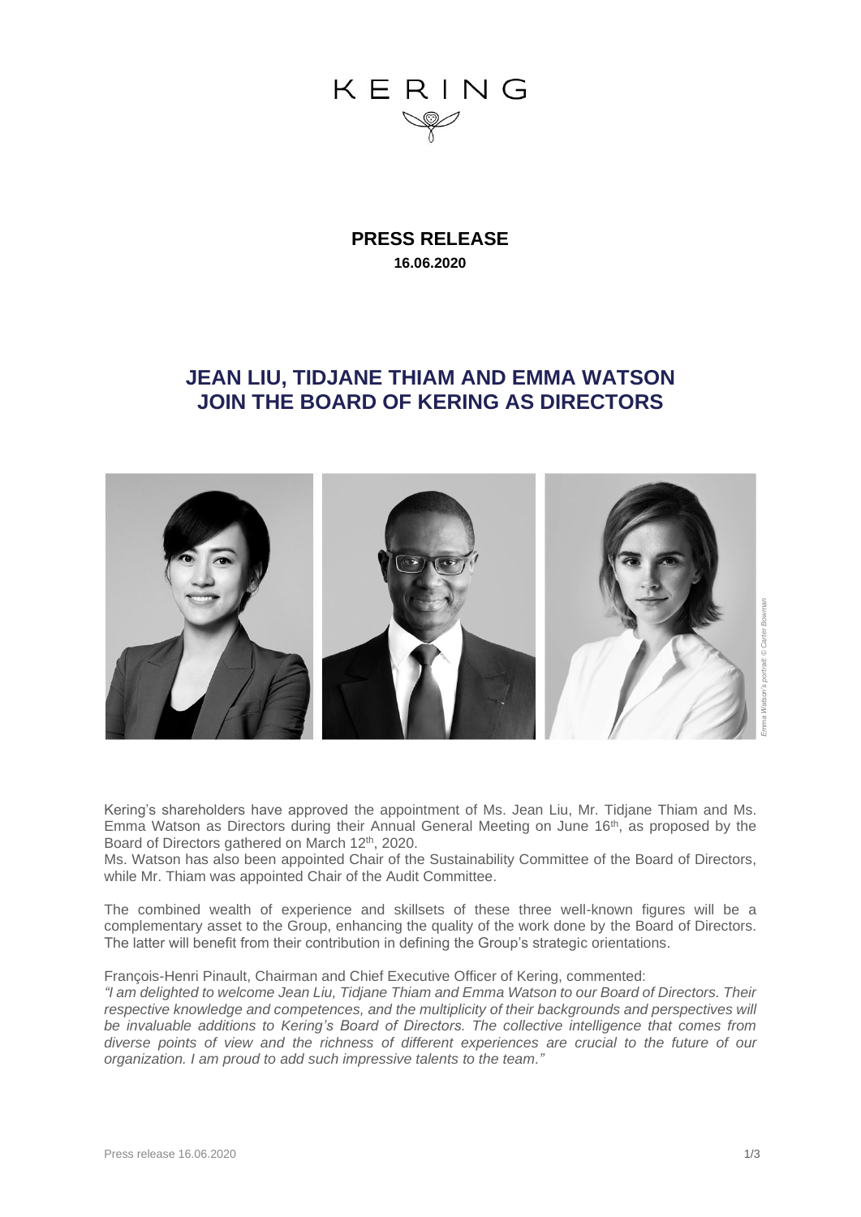KERING

**PRESS RELEASE**
**16.06.2020**

# JEAN LIU, TIDJANE THIAM AND EMMA WATSON JOIN THE BOARD OF KERING AS DIRECTORS

*Emma Watson's portrait: © Carter Bowman*

Kering's shareholders have approved the appointment of Ms. Jean Liu, Mr. Tidjane Thiam and Ms. Emma Watson as Directors during their Annual General Meeting on June 16th, as proposed by the Board of Directors gathered on March 12th, 2020.

Ms. Watson has also been appointed Chair of the Sustainability Committee of the Board of Directors, while Mr. Thiam was appointed Chair of the Audit Committee.

The combined wealth of experience and skillsets of these three well-known figures will be a complementary asset to the Group, enhancing the quality of the work done by the Board of Directors. The latter will benefit from their contribution in defining the Group's strategic orientations.

François-Henri Pinault, Chairman and Chief Executive Officer of Kering, commented:

*"I am delighted to welcome Jean Liu, Tidjane Thiam and Emma Watson to our Board of Directors. Their respective knowledge and competences, and the multiplicity of their backgrounds and perspectives will be invaluable additions to Kering's Board of Directors. The collective intelligence that comes from diverse points of view and the richness of different experiences are crucial to the future of our organization. I am proud to add such impressive talents to the team."*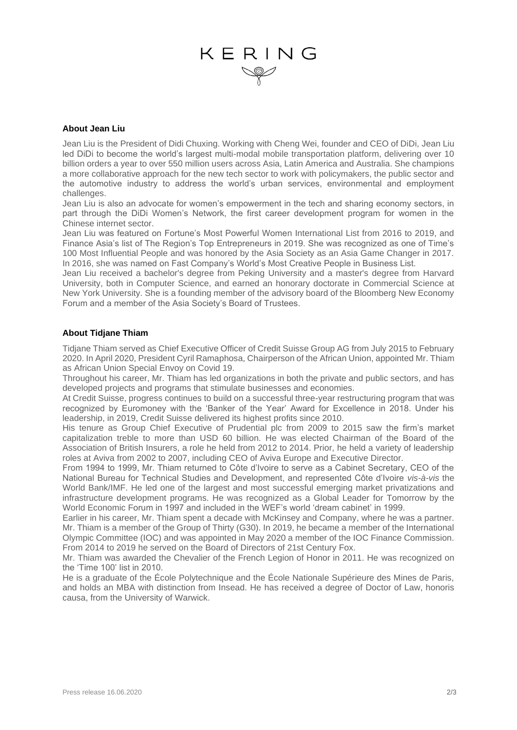## About Jean Liu

Jean Liu is the President of Didi Chuxing. Working with Cheng Wei, founder and CEO of DiDi, Jean Liu led DiDi to become the world's largest multi-modal mobile transportation platform, delivering over 10 billion orders a year to over 550 million users across Asia, Latin America and Australia. She champions a more collaborative approach for the new tech sector to work with policymakers, the public sector and the automotive industry to address the world's urban services, environmental and employment challenges.

Jean Liu is also an advocate for women's empowerment in the tech and sharing economy sectors, in part through the DiDi Women's Network, the first career development program for women in the Chinese internet sector.

Jean Liu was featured on Fortune's Most Powerful Women International List from 2016 to 2019, and Finance Asia's list of The Region's Top Entrepreneurs in 2019. She was recognized as one of Time's 100 Most Influential People and was honored by the Asia Society as an Asia Game Changer in 2017. In 2016, she was named on Fast Company's World's Most Creative People in Business List.

Jean Liu received a bachelor's degree from Peking University and a master's degree from Harvard University, both in Computer Science, and earned an honorary doctorate in Commercial Science at New York University. She is a founding member of the advisory board of the Bloomberg New Economy Forum and a member of the Asia Society's Board of Trustees.

## About Tidjane Thiam

Tidjane Thiam served as Chief Executive Officer of Credit Suisse Group AG from July 2015 to February 2020. In April 2020, President Cyril Ramaphosa, Chairperson of the African Union, appointed Mr. Thiam as African Union Special Envoy on Covid 19.

Throughout his career, Mr. Thiam has led organizations in both the private and public sectors, and has developed projects and programs that stimulate businesses and economies.

At Credit Suisse, progress continues to build on a successful three-year restructuring program that was recognized by Euromoney with the 'Banker of the Year' Award for Excellence in 2018. Under his leadership, in 2019, Credit Suisse delivered its highest profits since 2010.

His tenure as Group Chief Executive of Prudential plc from 2009 to 2015 saw the firm's market capitalization treble to more than USD 60 billion. He was elected Chairman of the Board of the Association of British Insurers, a role he held from 2012 to 2014. Prior, he held a variety of leadership roles at Aviva from 2002 to 2007, including CEO of Aviva Europe and Executive Director.

From 1994 to 1999, Mr. Thiam returned to Côte d'Ivoire to serve as a Cabinet Secretary, CEO of the National Bureau for Technical Studies and Development, and represented Côte d'Ivoire *vis-à-vis* the World Bank/IMF. He led one of the largest and most successful emerging market privatizations and infrastructure development programs. He was recognized as a Global Leader for Tomorrow by the World Economic Forum in 1997 and included in the WEF's world 'dream cabinet' in 1999.

Earlier in his career, Mr. Thiam spent a decade with McKinsey and Company, where he was a partner. Mr. Thiam is a member of the Group of Thirty (G30). In 2019, he became a member of the International Olympic Committee (IOC) and was appointed in May 2020 a member of the IOC Finance Commission. From 2014 to 2019 he served on the Board of Directors of 21st Century Fox.

Mr. Thiam was awarded the Chevalier of the French Legion of Honor in 2011. He was recognized on the 'Time 100' list in 2010.

He is a graduate of the École Polytechnique and the École Nationale Supérieure des Mines de Paris, and holds an MBA with distinction from Insead. He has received a degree of Doctor of Law, honoris causa, from the University of Warwick.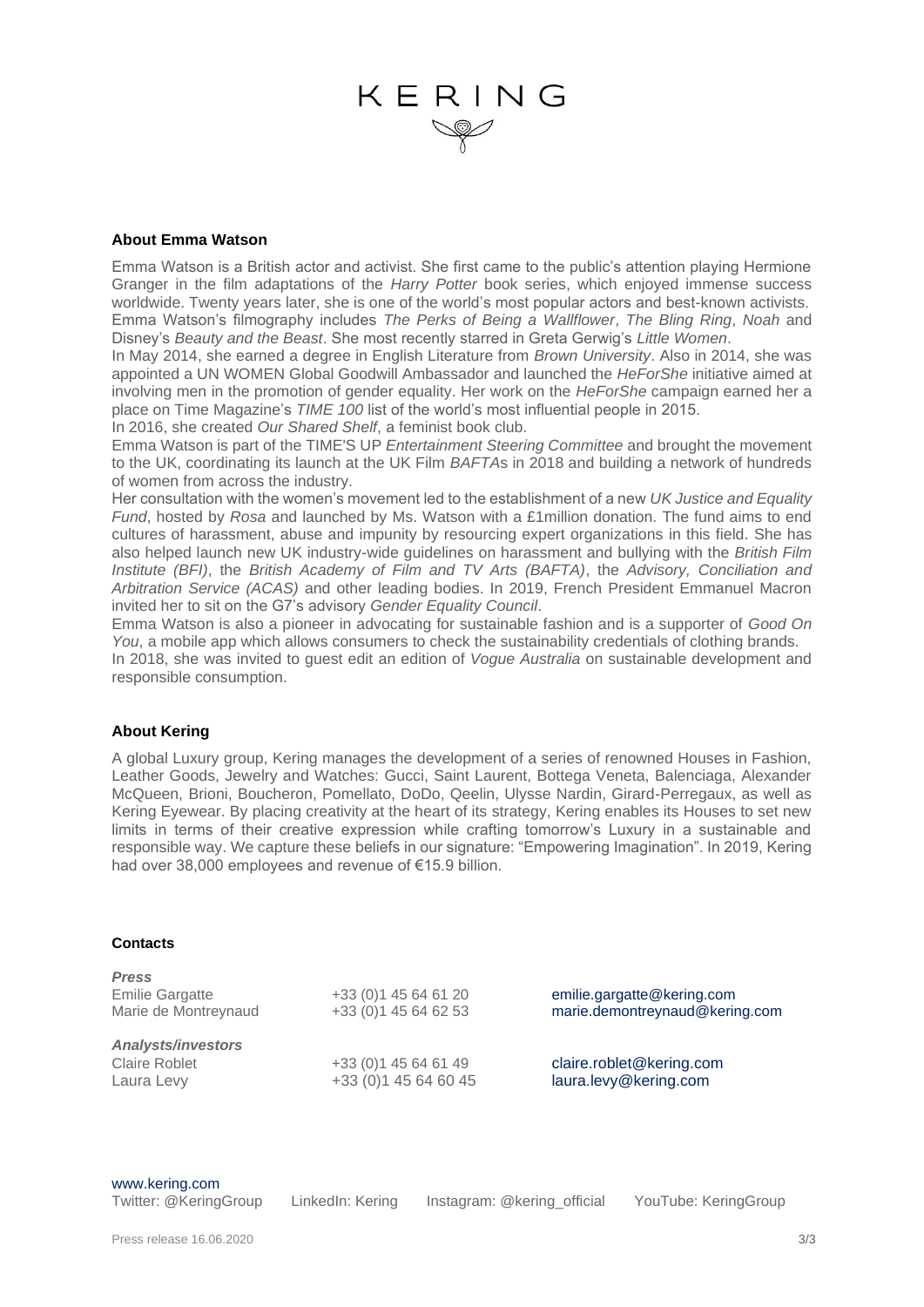### About Emma Watson

Emma Watson is a British actor and activist. She first came to the public's attention playing Hermione Granger in the film adaptations of the *Harry Potter* book series, which enjoyed immense success worldwide. Twenty years later, she is one of the world's most popular actors and best-known activists. Emma Watson's filmography includes *The Perks of Being a Wallflower*, *The Bling Ring*, *Noah* and Disney's *Beauty and the Beast*. She most recently starred in Greta Gerwig's *Little Women*.

In May 2014, she earned a degree in English Literature from *Brown University*. Also in 2014, she was appointed a UN WOMEN Global Goodwill Ambassador and launched the *HeForShe* initiative aimed at involving men in the promotion of gender equality. Her work on the *HeForShe* campaign earned her a place on Time Magazine's *TIME 100* list of the world's most influential people in 2015.

In 2016, she created *Our Shared Shelf*, a feminist book club.

Emma Watson is part of the TIME'S UP *Entertainment Steering Committee* and brought the movement to the UK, coordinating its launch at the UK Film *BAFTA*s in 2018 and building a network of hundreds of women from across the industry.

Her consultation with the women's movement led to the establishment of a new *UK Justice and Equality Fund*, hosted by *Rosa* and launched by Ms. Watson with a £1million donation. The fund aims to end cultures of harassment, abuse and impunity by resourcing expert organizations in this field. She has also helped launch new UK industry-wide guidelines on harassment and bullying with the *British Film Institute (BFI)*, the *British Academy of Film and TV Arts (BAFTA)*, the *Advisory, Conciliation and Arbitration Service (ACAS)* and other leading bodies. In 2019, French President Emmanuel Macron invited her to sit on the G7's advisory *Gender Equality Council*.

Emma Watson is also a pioneer in advocating for sustainable fashion and is a supporter of *Good On You*, a mobile app which allows consumers to check the sustainability credentials of clothing brands.

In 2018, she was invited to guest edit an edition of *Vogue Australia* on sustainable development and responsible consumption.

### About Kering

A global Luxury group, Kering manages the development of a series of renowned Houses in Fashion, Leather Goods, Jewelry and Watches: Gucci, Saint Laurent, Bottega Veneta, Balenciaga, Alexander McQueen, Brioni, Boucheron, Pomellato, DoDo, Qeelin, Ulysse Nardin, Girard-Perregaux, as well as Kering Eyewear. By placing creativity at the heart of its strategy, Kering enables its Houses to set new limits in terms of their creative expression while crafting tomorrow's Luxury in a sustainable and responsible way. We capture these beliefs in our signature: "Empowering Imagination". In 2019, Kering had over 38,000 employees and revenue of €15.9 billion.

### Contacts

***Press***

| | | |
|---|---|---|
| Emilie Gargatte | +33 (0)1 45 64 61 20 | emilie.gargatte@kering.com |
| Marie de Montreynaud | +33 (0)1 45 64 62 53 | marie.demontreynaud@kering.com |

***Analysts/investors***

| | | |
|---|---|---|
| Claire Roblet | +33 (0)1 45 64 61 49 | claire.roblet@kering.com |
| Laura Levy | +33 (0)1 45 64 60 45 | laura.levy@kering.com |

www.kering.com

Twitter: @KeringGroup LinkedIn: Kering Instagram: @kering_official YouTube: KeringGroup